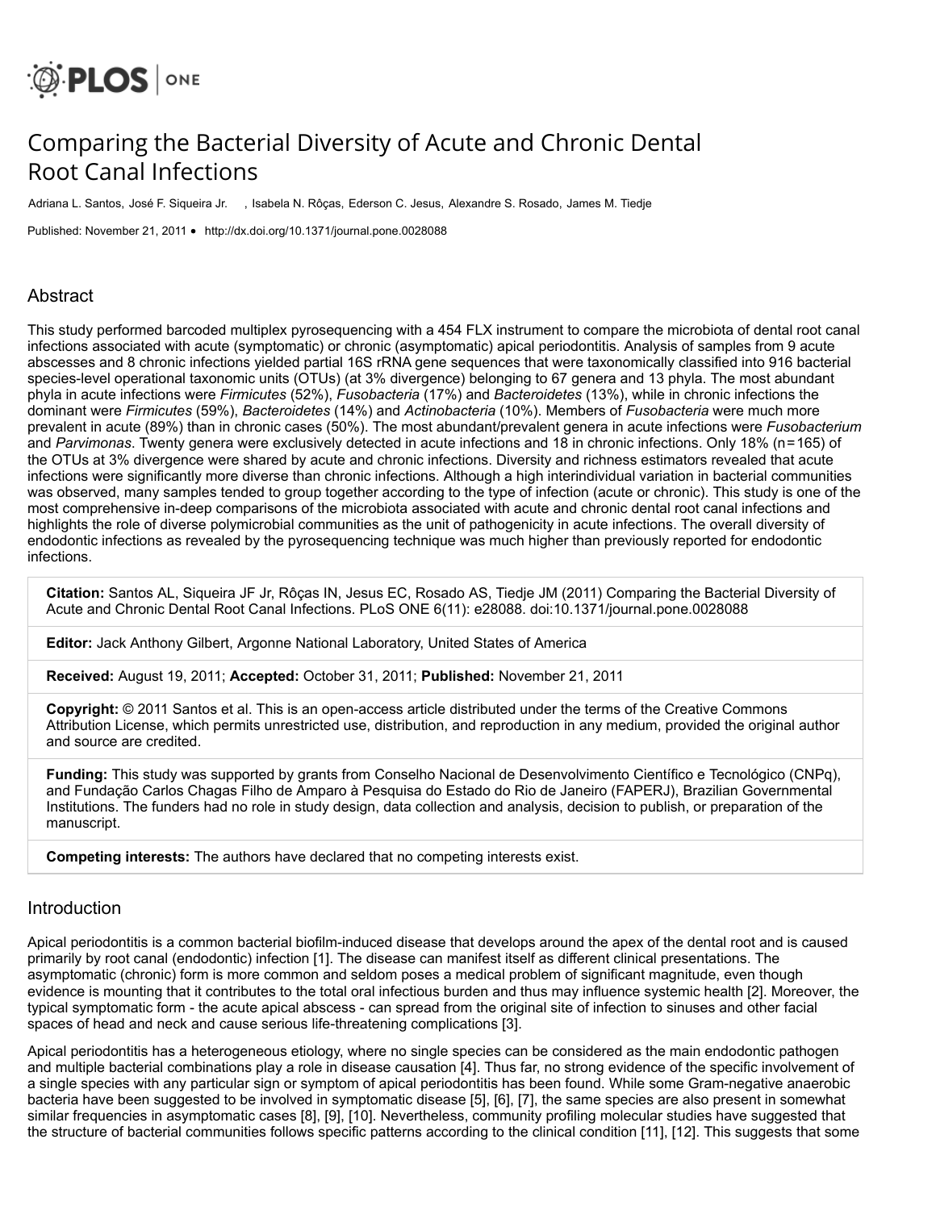# Comparing the Bacterial Diversity of Acute and Chronic Dental Root Canal Infections

Adriana L. Santos, José F. Siqueira Jr., Isabela N. Rôças, Ederson C. Jesus, Alexandre S. Rosado, James M. Tiedje

Published: November 21, 2011 • http://dx.doi.org/10.1371/journal.pone.0028088

## Abstract

This study performed barcoded multiplex pyrosequencing with a 454 FLX instrument to compare the microbiota of dental root canal infections associated with acute (symptomatic) or chronic (asymptomatic) apical periodontitis. Analysis of samples from 9 acute abscesses and 8 chronic infections yielded partial 16S rRNA gene sequences that were taxonomically classified into 916 bacterial species-level operational taxonomic units (OTUs) (at 3% divergence) belonging to 67 genera and 13 phyla. The most abundant phyla in acute infections were *Firmicutes* (52%), *Fusobacteria* (17%) and *Bacteroidetes* (13%), while in chronic infections the dominant were *Firmicutes* (59%), *Bacteroidetes* (14%) and *Actinobacteria* (10%). Members of *Fusobacteria* were much more prevalent in acute (89%) than in chronic cases (50%). The most abundant/prevalent genera in acute infections were *Fusobacterium* and *Parvimonas*. Twenty genera were exclusively detected in acute infections and 18 in chronic infections. Only 18% (n = 165) of the OTUs at 3% divergence were shared by acute and chronic infections. Diversity and richness estimators revealed that acute infections were significantly more diverse than chronic infections. Although a high interindividual variation in bacterial communities was observed, many samples tended to group together according to the type of infection (acute or chronic). This study is one of the most comprehensive in-deep comparisons of the microbiota associated with acute and chronic dental root canal infections and highlights the role of diverse polymicrobial communities as the unit of pathogenicity in acute infections. The overall diversity of endodontic infections as revealed by the pyrosequencing technique was much higher than previously reported for endodontic infections.

**Citation:** Santos AL, Siqueira JF Jr, Rôças IN, Jesus EC, Rosado AS, Tiedje JM (2011) Comparing the Bacterial Diversity of Acute and Chronic Dental Root Canal Infections. PLoS ONE 6(11): e28088. doi:10.1371/journal.pone.0028088

**Editor:** Jack Anthony Gilbert, Argonne National Laboratory, United States of America

**Received:** August 19, 2011; **Accepted:** October 31, 2011; **Published:** November 21, 2011

**Copyright:** © 2011 Santos et al. This is an open-access article distributed under the terms of the Creative Commons Attribution License, which permits unrestricted use, distribution, and reproduction in any medium, provided the original author and source are credited.

**Funding:** This study was supported by grants from Conselho Nacional de Desenvolvimento Científico e Tecnológico (CNPq), and Fundação Carlos Chagas Filho de Amparo à Pesquisa do Estado do Rio de Janeiro (FAPERJ), Brazilian Governmental Institutions. The funders had no role in study design, data collection and analysis, decision to publish, or preparation of the manuscript.

**Competing interests:** The authors have declared that no competing interests exist.

## Introduction

Apical periodontitis is a common bacterial biofilm-induced disease that develops around the apex of the dental root and is caused primarily by root canal (endodontic) infection [1]. The disease can manifest itself as different clinical presentations. The asymptomatic (chronic) form is more common and seldom poses a medical problem of significant magnitude, even though evidence is mounting that it contributes to the total oral infectious burden and thus may influence systemic health [2]. Moreover, the typical symptomatic form - the acute apical abscess - can spread from the original site of infection to sinuses and other facial spaces of head and neck and cause serious life-threatening complications [3].

Apical periodontitis has a heterogeneous etiology, where no single species can be considered as the main endodontic pathogen and multiple bacterial combinations play a role in disease causation [4]. Thus far, no strong evidence of the specific involvement of a single species with any particular sign or symptom of apical periodontitis has been found. While some Gram-negative anaerobic bacteria have been suggested to be involved in symptomatic disease [5], [6], [7], the same species are also present in somewhat similar frequencies in asymptomatic cases [8], [9], [10]. Nevertheless, community profiling molecular studies have suggested that the structure of bacterial communities follows specific patterns according to the clinical condition [11], [12]. This suggests that some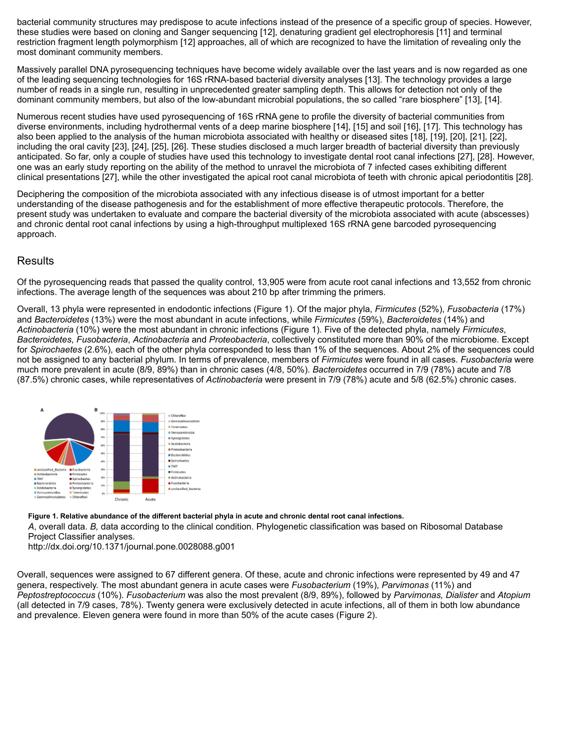bacterial community structures may predispose to acute infections instead of the presence of a specific group of species. However, these studies were based on cloning and Sanger sequencing [12], denaturing gradient gel electrophoresis [11] and terminal restriction fragment length polymorphism [12] approaches, all of which are recognized to have the limitation of revealing only the most dominant community members.

Massively parallel DNA pyrosequencing techniques have become widely available over the last years and is now regarded as one of the leading sequencing technologies for 16S rRNA-based bacterial diversity analyses [13]. The technology provides a large number of reads in a single run, resulting in unprecedented greater sampling depth. This allows for detection not only of the dominant community members, but also of the low-abundant microbial populations, the so called "rare biosphere" [13], [14].

Numerous recent studies have used pyrosequencing of 16S rRNA gene to profile the diversity of bacterial communities from diverse environments, including hydrothermal vents of a deep marine biosphere [14], [15] and soil [16], [17]. This technology has also been applied to the analysis of the human microbiota associated with healthy or diseased sites [18], [19], [20], [21], [22], including the oral cavity [23], [24], [25], [26]. These studies disclosed a much larger breadth of bacterial diversity than previously anticipated. So far, only a couple of studies have used this technology to investigate dental root canal infections [27], [28]. However, one was an early study reporting on the ability of the method to unravel the microbiota of 7 infected cases exhibiting different clinical presentations [27], while the other investigated the apical root canal microbiota of teeth with chronic apical periodontitis [28].

Deciphering the composition of the microbiota associated with any infectious disease is of utmost important for a better understanding of the disease pathogenesis and for the establishment of more effective therapeutic protocols. Therefore, the present study was undertaken to evaluate and compare the bacterial diversity of the microbiota associated with acute (abscesses) and chronic dental root canal infections by using a high-throughput multiplexed 16S rRNA gene barcoded pyrosequencing approach.

## Results

Of the pyrosequencing reads that passed the quality control, 13,905 were from acute root canal infections and 13,552 from chronic infections. The average length of the sequences was about 210 bp after trimming the primers.

Overall, 13 phyla were represented in endodontic infections (Figure 1). Of the major phyla, *Firmicutes* (52%), *Fusobacteria* (17%) and *Bacteroidetes* (13%) were the most abundant in acute infections, while *Firmicutes* (59%), *Bacteroidetes* (14%) and *Actinobacteria* (10%) were the most abundant in chronic infections (Figure 1). Five of the detected phyla, namely *Firmicutes*, *Bacteroidetes*, *Fusobacteria*, *Actinobacteria* and *Proteobacteria*, collectively constituted more than 90% of the microbiome. Except for *Spirochaetes* (2.6%), each of the other phyla corresponded to less than 1% of the sequences. About 2% of the sequences could not be assigned to any bacterial phylum. In terms of prevalence, members of *Firmicutes* were found in all cases. *Fusobacteria* were much more prevalent in acute (8/9, 89%) than in chronic cases (4/8, 50%). *Bacteroidetes* occurred in 7/9 (78%) acute and 7/8 (87.5%) chronic cases, while representatives of *Actinobacteria* were present in 7/9 (78%) acute and 5/8 (62.5%) chronic cases.

**Figure 1. Relative abundance of the different bacterial phyla in acute and chronic dental root canal infections.**
*A*, overall data. *B,* data according to the clinical condition. Phylogenetic classification was based on Ribosomal Database Project Classifier analyses.
http://dx.doi.org/10.1371/journal.pone.0028088.g001

Overall, sequences were assigned to 67 different genera. Of these, acute and chronic infections were represented by 49 and 47 genera, respectively. The most abundant genera in acute cases were *Fusobacterium* (19%), *Parvimonas* (11%) and *Peptostreptococcus* (10%). *Fusobacterium* was also the most prevalent (8/9, 89%), followed by *Parvimonas, Dialister* and *Atopium* (all detected in 7/9 cases, 78%). Twenty genera were exclusively detected in acute infections, all of them in both low abundance and prevalence. Eleven genera were found in more than 50% of the acute cases (Figure 2).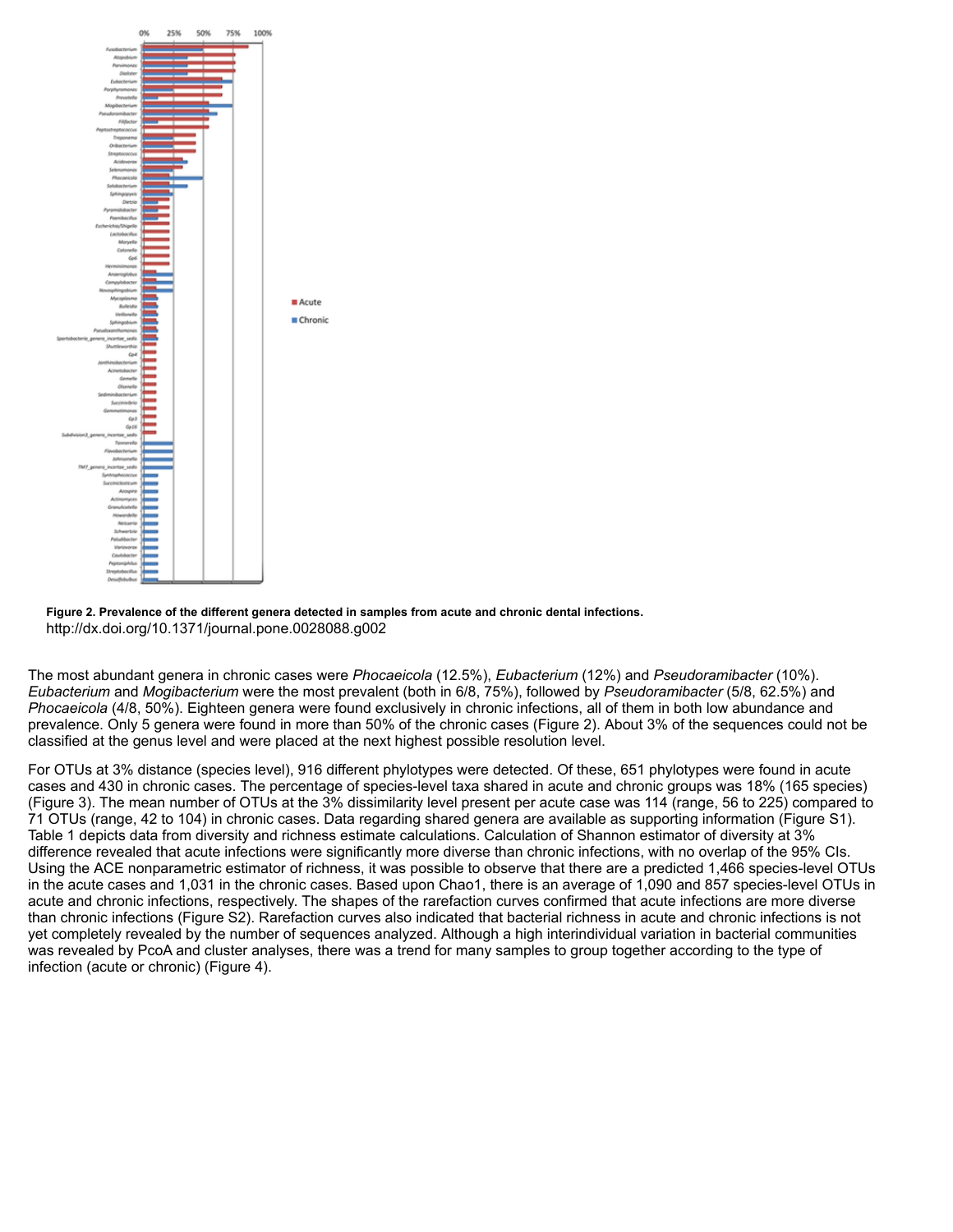**Figure 2. Prevalence of the different genera detected in samples from acute and chronic dental infections.**
http://dx.doi.org/10.1371/journal.pone.0028088.g002

The most abundant genera in chronic cases were *Phocaeicola* (12.5%), *Eubacterium* (12%) and *Pseudoramibacter* (10%). *Eubacterium* and *Mogibacterium* were the most prevalent (both in 6/8, 75%), followed by *Pseudoramibacter* (5/8, 62.5%) and *Phocaeicola* (4/8, 50%). Eighteen genera were found exclusively in chronic infections, all of them in both low abundance and prevalence. Only 5 genera were found in more than 50% of the chronic cases (Figure 2). About 3% of the sequences could not be classified at the genus level and were placed at the next highest possible resolution level.

For OTUs at 3% distance (species level), 916 different phylotypes were detected. Of these, 651 phylotypes were found in acute cases and 430 in chronic cases. The percentage of species-level taxa shared in acute and chronic groups was 18% (165 species) (Figure 3). The mean number of OTUs at the 3% dissimilarity level present per acute case was 114 (range, 56 to 225) compared to 71 OTUs (range, 42 to 104) in chronic cases. Data regarding shared genera are available as supporting information (Figure S1). Table 1 depicts data from diversity and richness estimate calculations. Calculation of Shannon estimator of diversity at 3% difference revealed that acute infections were significantly more diverse than chronic infections, with no overlap of the 95% CIs. Using the ACE nonparametric estimator of richness, it was possible to observe that there are a predicted 1,466 species-level OTUs in the acute cases and 1,031 in the chronic cases. Based upon Chao1, there is an average of 1,090 and 857 species-level OTUs in acute and chronic infections, respectively. The shapes of the rarefaction curves confirmed that acute infections are more diverse than chronic infections (Figure S2). Rarefaction curves also indicated that bacterial richness in acute and chronic infections is not yet completely revealed by the number of sequences analyzed. Although a high interindividual variation in bacterial communities was revealed by PcoA and cluster analyses, there was a trend for many samples to group together according to the type of infection (acute or chronic) (Figure 4).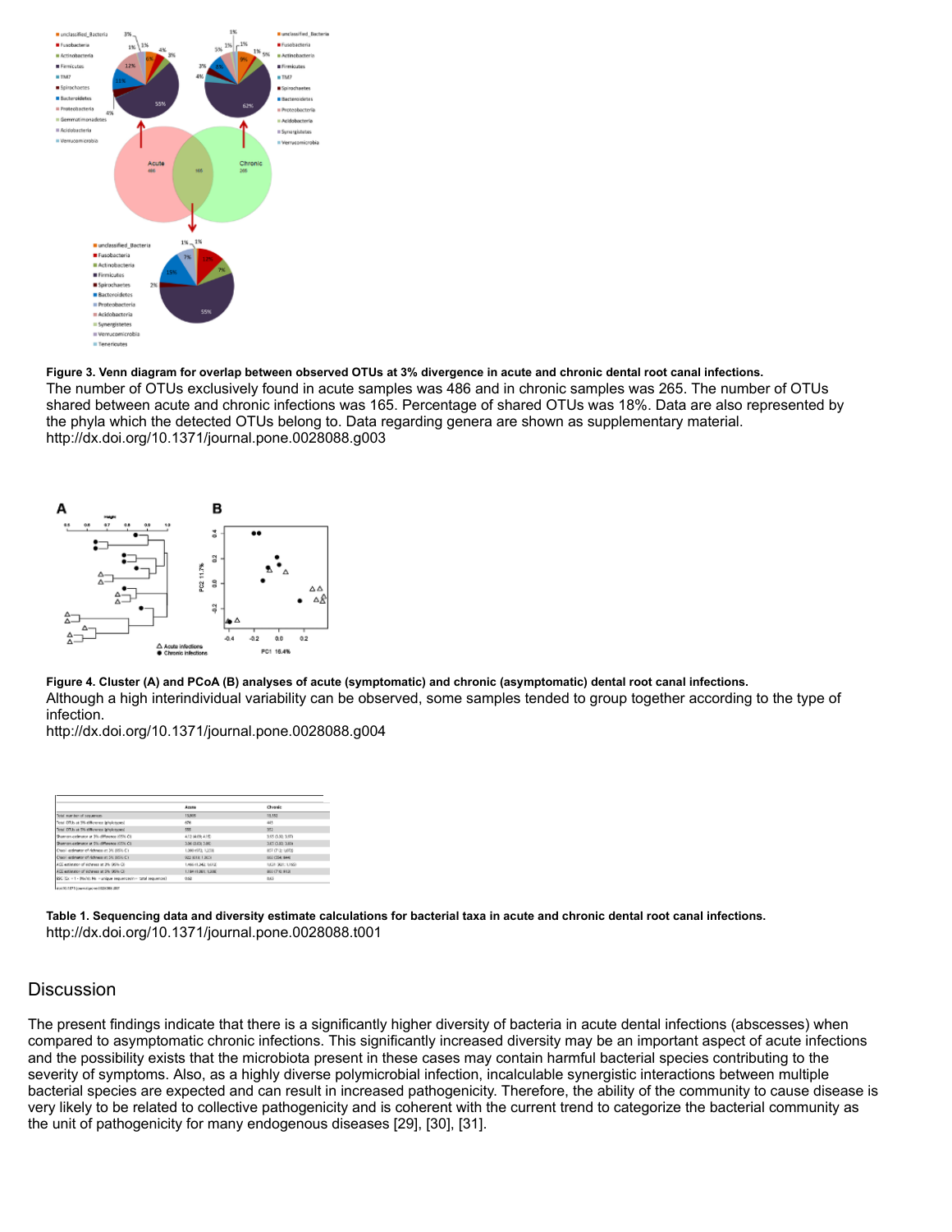**Figure 3. Venn diagram for overlap between observed OTUs at 3% divergence in acute and chronic dental root canal infections.**
The number of OTUs exclusively found in acute samples was 486 and in chronic samples was 265. The number of OTUs shared between acute and chronic infections was 165. Percentage of shared OTUs was 18%. Data are also represented by the phyla which the detected OTUs belong to. Data regarding genera are shown as supplementary material.
http://dx.doi.org/10.1371/journal.pone.0028088.g003

**Figure 4. Cluster (A) and PCoA (B) analyses of acute (symptomatic) and chronic (asymptomatic) dental root canal infections.**
Although a high interindividual variability can be observed, some samples tended to group together according to the type of infection.
http://dx.doi.org/10.1371/journal.pone.0028088.g004

**Table 1. Sequencing data and diversity estimate calculations for bacterial taxa in acute and chronic dental root canal infections.**
http://dx.doi.org/10.1371/journal.pone.0028088.t001

## Discussion

The present findings indicate that there is a significantly higher diversity of bacteria in acute dental infections (abscesses) when compared to asymptomatic chronic infections. This significantly increased diversity may be an important aspect of acute infections and the possibility exists that the microbiota present in these cases may contain harmful bacterial species contributing to the severity of symptoms. Also, as a highly diverse polymicrobial infection, incalculable synergistic interactions between multiple bacterial species are expected and can result in increased pathogenicity. Therefore, the ability of the community to cause disease is very likely to be related to collective pathogenicity and is coherent with the current trend to categorize the bacterial community as the unit of pathogenicity for many endogenous diseases [29], [30], [31].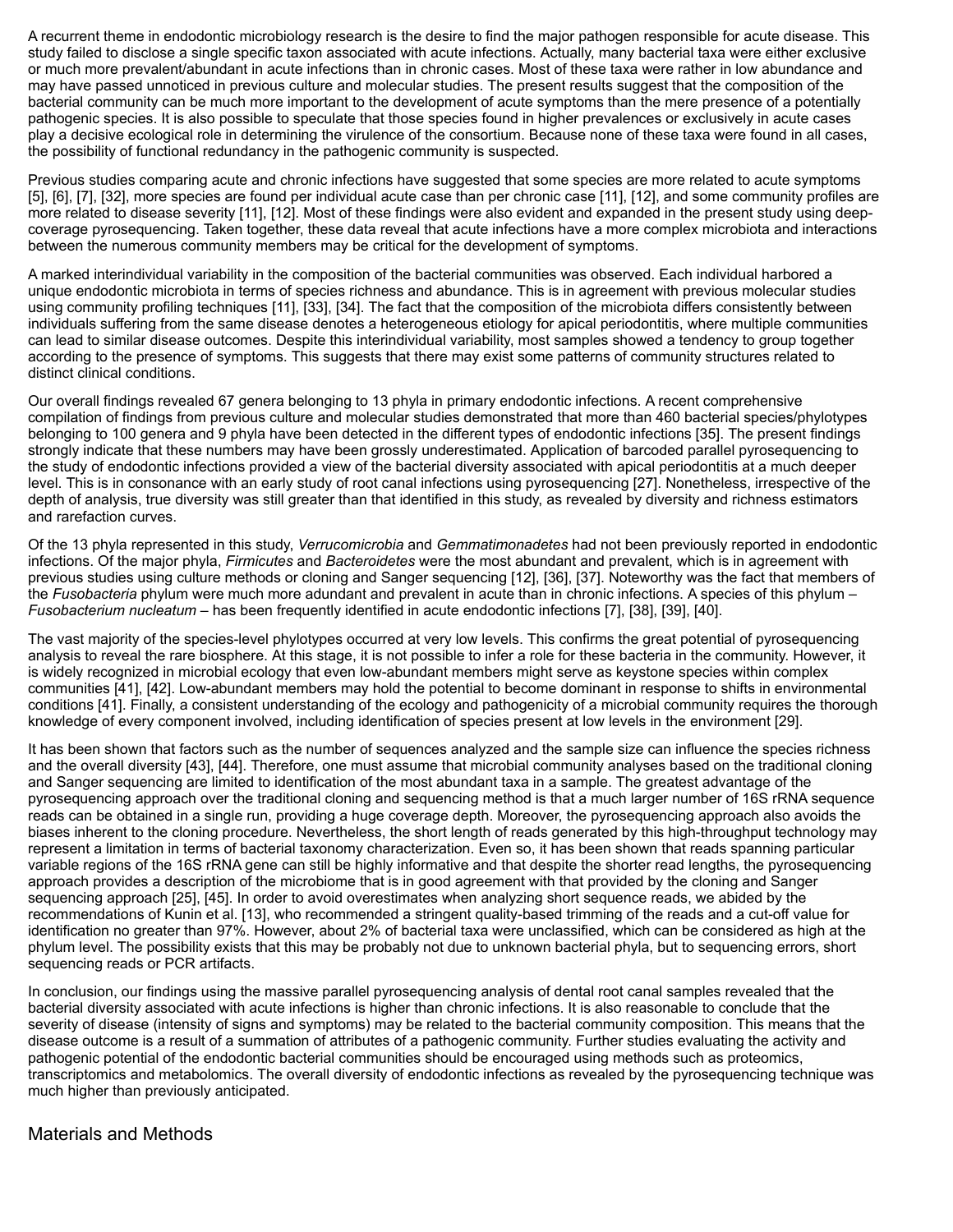A recurrent theme in endodontic microbiology research is the desire to find the major pathogen responsible for acute disease. This study failed to disclose a single specific taxon associated with acute infections. Actually, many bacterial taxa were either exclusive or much more prevalent/abundant in acute infections than in chronic cases. Most of these taxa were rather in low abundance and may have passed unnoticed in previous culture and molecular studies. The present results suggest that the composition of the bacterial community can be much more important to the development of acute symptoms than the mere presence of a potentially pathogenic species. It is also possible to speculate that those species found in higher prevalences or exclusively in acute cases play a decisive ecological role in determining the virulence of the consortium. Because none of these taxa were found in all cases, the possibility of functional redundancy in the pathogenic community is suspected.

Previous studies comparing acute and chronic infections have suggested that some species are more related to acute symptoms [5], [6], [7], [32], more species are found per individual acute case than per chronic case [11], [12], and some community profiles are more related to disease severity [11], [12]. Most of these findings were also evident and expanded in the present study using deep-coverage pyrosequencing. Taken together, these data reveal that acute infections have a more complex microbiota and interactions between the numerous community members may be critical for the development of symptoms.

A marked interindividual variability in the composition of the bacterial communities was observed. Each individual harbored a unique endodontic microbiota in terms of species richness and abundance. This is in agreement with previous molecular studies using community profiling techniques [11], [33], [34]. The fact that the composition of the microbiota differs consistently between individuals suffering from the same disease denotes a heterogeneous etiology for apical periodontitis, where multiple communities can lead to similar disease outcomes. Despite this interindividual variability, most samples showed a tendency to group together according to the presence of symptoms. This suggests that there may exist some patterns of community structures related to distinct clinical conditions.

Our overall findings revealed 67 genera belonging to 13 phyla in primary endodontic infections. A recent comprehensive compilation of findings from previous culture and molecular studies demonstrated that more than 460 bacterial species/phylotypes belonging to 100 genera and 9 phyla have been detected in the different types of endodontic infections [35]. The present findings strongly indicate that these numbers may have been grossly underestimated. Application of barcoded parallel pyrosequencing to the study of endodontic infections provided a view of the bacterial diversity associated with apical periodontitis at a much deeper level. This is in consonance with an early study of root canal infections using pyrosequencing [27]. Nonetheless, irrespective of the depth of analysis, true diversity was still greater than that identified in this study, as revealed by diversity and richness estimators and rarefaction curves.

Of the 13 phyla represented in this study, *Verrucomicrobia* and *Gemmatimonadetes* had not been previously reported in endodontic infections. Of the major phyla, *Firmicutes* and *Bacteroidetes* were the most abundant and prevalent, which is in agreement with previous studies using culture methods or cloning and Sanger sequencing [12], [36], [37]. Noteworthy was the fact that members of the *Fusobacteria* phylum were much more abundant and prevalent in acute than in chronic infections. A species of this phylum – *Fusobacterium nucleatum* – has been frequently identified in acute endodontic infections [7], [38], [39], [40].

The vast majority of the species-level phylotypes occurred at very low levels. This confirms the great potential of pyrosequencing analysis to reveal the rare biosphere. At this stage, it is not possible to infer a role for these bacteria in the community. However, it is widely recognized in microbial ecology that even low-abundant members might serve as keystone species within complex communities [41], [42]. Low-abundant members may hold the potential to become dominant in response to shifts in environmental conditions [41]. Finally, a consistent understanding of the ecology and pathogenicity of a microbial community requires the thorough knowledge of every component involved, including identification of species present at low levels in the environment [29].

It has been shown that factors such as the number of sequences analyzed and the sample size can influence the species richness and the overall diversity [43], [44]. Therefore, one must assume that microbial community analyses based on the traditional cloning and Sanger sequencing are limited to identification of the most abundant taxa in a sample. The greatest advantage of the pyrosequencing approach over the traditional cloning and sequencing method is that a much larger number of 16S rRNA sequence reads can be obtained in a single run, providing a huge coverage depth. Moreover, the pyrosequencing approach also avoids the biases inherent to the cloning procedure. Nevertheless, the short length of reads generated by this high-throughput technology may represent a limitation in terms of bacterial taxonomy characterization. Even so, it has been shown that reads spanning particular variable regions of the 16S rRNA gene can still be highly informative and that despite the shorter read lengths, the pyrosequencing approach provides a description of the microbiome that is in good agreement with that provided by the cloning and Sanger sequencing approach [25], [45]. In order to avoid overestimates when analyzing short sequence reads, we abided by the recommendations of Kunin et al. [13], who recommended a stringent quality-based trimming of the reads and a cut-off value for identification no greater than 97%. However, about 2% of bacterial taxa were unclassified, which can be considered as high at the phylum level. The possibility exists that this may be probably not due to unknown bacterial phyla, but to sequencing errors, short sequencing reads or PCR artifacts.

In conclusion, our findings using the massive parallel pyrosequencing analysis of dental root canal samples revealed that the bacterial diversity associated with acute infections is higher than chronic infections. It is also reasonable to conclude that the severity of disease (intensity of signs and symptoms) may be related to the bacterial community composition. This means that the disease outcome is a result of a summation of attributes of a pathogenic community. Further studies evaluating the activity and pathogenic potential of the endodontic bacterial communities should be encouraged using methods such as proteomics, transcriptomics and metabolomics. The overall diversity of endodontic infections as revealed by the pyrosequencing technique was much higher than previously anticipated.

## Materials and Methods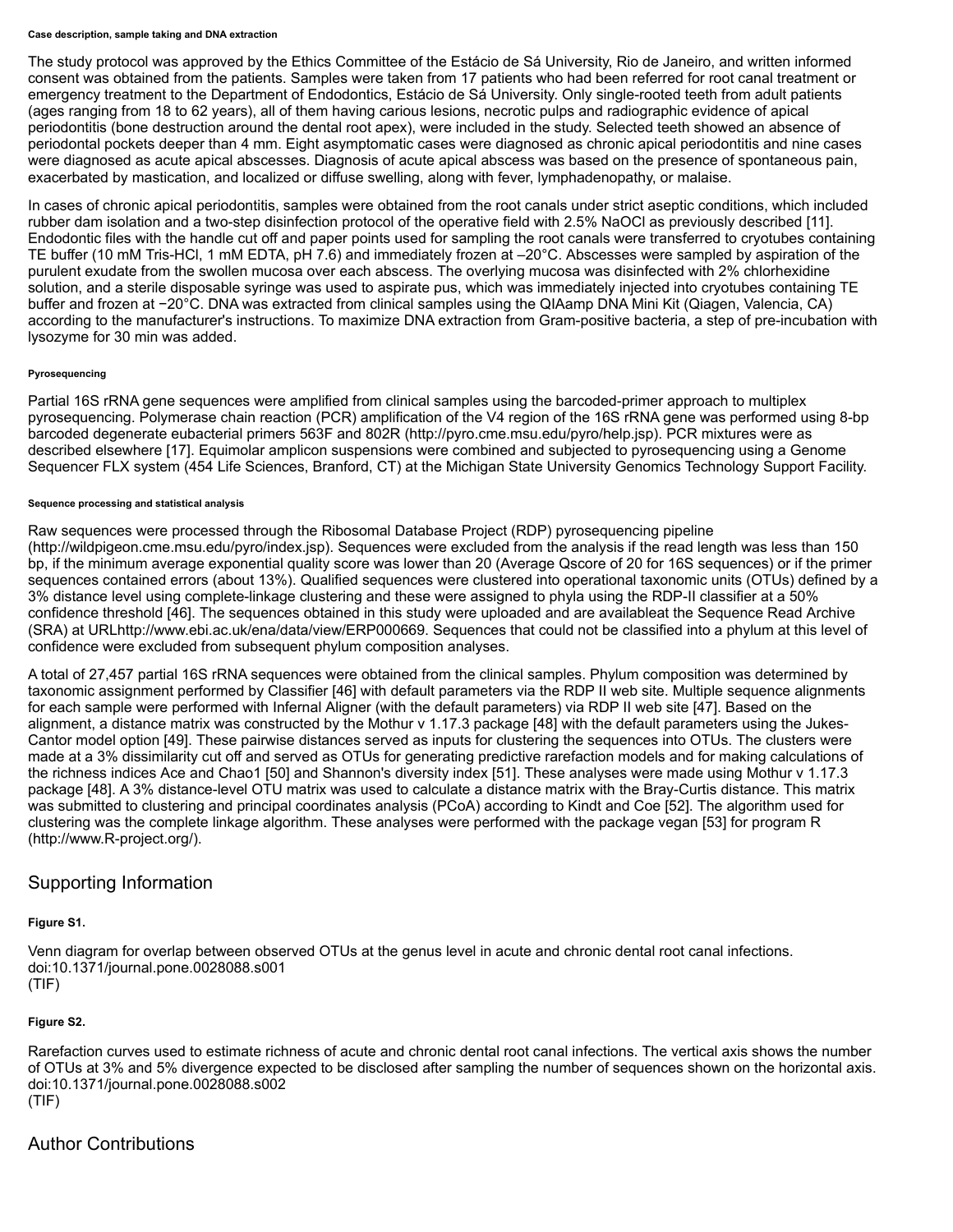#### Case description, sample taking and DNA extraction

The study protocol was approved by the Ethics Committee of the Estácio de Sá University, Rio de Janeiro, and written informed consent was obtained from the patients. Samples were taken from 17 patients who had been referred for root canal treatment or emergency treatment to the Department of Endodontics, Estácio de Sá University. Only single-rooted teeth from adult patients (ages ranging from 18 to 62 years), all of them having carious lesions, necrotic pulps and radiographic evidence of apical periodontitis (bone destruction around the dental root apex), were included in the study. Selected teeth showed an absence of periodontal pockets deeper than 4 mm. Eight asymptomatic cases were diagnosed as chronic apical periodontitis and nine cases were diagnosed as acute apical abscesses. Diagnosis of acute apical abscess was based on the presence of spontaneous pain, exacerbated by mastication, and localized or diffuse swelling, along with fever, lymphadenopathy, or malaise.

In cases of chronic apical periodontitis, samples were obtained from the root canals under strict aseptic conditions, which included rubber dam isolation and a two-step disinfection protocol of the operative field with 2.5% NaOCl as previously described [11]. Endodontic files with the handle cut off and paper points used for sampling the root canals were transferred to cryotubes containing TE buffer (10 mM Tris-HCl, 1 mM EDTA, pH 7.6) and immediately frozen at –20°C. Abscesses were sampled by aspiration of the purulent exudate from the swollen mucosa over each abscess. The overlying mucosa was disinfected with 2% chlorhexidine solution, and a sterile disposable syringe was used to aspirate pus, which was immediately injected into cryotubes containing TE buffer and frozen at −20°C. DNA was extracted from clinical samples using the QIAamp DNA Mini Kit (Qiagen, Valencia, CA) according to the manufacturer's instructions. To maximize DNA extraction from Gram-positive bacteria, a step of pre-incubation with lysozyme for 30 min was added.

#### Pyrosequencing

Partial 16S rRNA gene sequences were amplified from clinical samples using the barcoded-primer approach to multiplex pyrosequencing. Polymerase chain reaction (PCR) amplification of the V4 region of the 16S rRNA gene was performed using 8-bp barcoded degenerate eubacterial primers 563F and 802R (http://pyro.cme.msu.edu/pyro/help.jsp). PCR mixtures were as described elsewhere [17]. Equimolar amplicon suspensions were combined and subjected to pyrosequencing using a Genome Sequencer FLX system (454 Life Sciences, Branford, CT) at the Michigan State University Genomics Technology Support Facility.

#### Sequence processing and statistical analysis

Raw sequences were processed through the Ribosomal Database Project (RDP) pyrosequencing pipeline (http://wildpigeon.cme.msu.edu/pyro/index.jsp). Sequences were excluded from the analysis if the read length was less than 150 bp, if the minimum average exponential quality score was lower than 20 (Average Qscore of 20 for 16S sequences) or if the primer sequences contained errors (about 13%). Qualified sequences were clustered into operational taxonomic units (OTUs) defined by a 3% distance level using complete-linkage clustering and these were assigned to phyla using the RDP-II classifier at a 50% confidence threshold [46]. The sequences obtained in this study were uploaded and are availableat the Sequence Read Archive (SRA) at URLhttp://www.ebi.ac.uk/ena/data/view/ERP000669. Sequences that could not be classified into a phylum at this level of confidence were excluded from subsequent phylum composition analyses.

A total of 27,457 partial 16S rRNA sequences were obtained from the clinical samples. Phylum composition was determined by taxonomic assignment performed by Classifier [46] with default parameters via the RDP II web site. Multiple sequence alignments for each sample were performed with Infernal Aligner (with the default parameters) via RDP II web site [47]. Based on the alignment, a distance matrix was constructed by the Mothur v 1.17.3 package [48] with the default parameters using the Jukes-Cantor model option [49]. These pairwise distances served as inputs for clustering the sequences into OTUs. The clusters were made at a 3% dissimilarity cut off and served as OTUs for generating predictive rarefaction models and for making calculations of the richness indices Ace and Chao1 [50] and Shannon's diversity index [51]. These analyses were made using Mothur v 1.17.3 package [48]. A 3% distance-level OTU matrix was used to calculate a distance matrix with the Bray-Curtis distance. This matrix was submitted to clustering and principal coordinates analysis (PCoA) according to Kindt and Coe [52]. The algorithm used for clustering was the complete linkage algorithm. These analyses were performed with the package vegan [53] for program R (http://www.R-project.org/).

## Supporting Information

#### Figure S1.

Venn diagram for overlap between observed OTUs at the genus level in acute and chronic dental root canal infections.
doi:10.1371/journal.pone.0028088.s001
(TIF)

#### Figure S2.

Rarefaction curves used to estimate richness of acute and chronic dental root canal infections. The vertical axis shows the number of OTUs at 3% and 5% divergence expected to be disclosed after sampling the number of sequences shown on the horizontal axis.
doi:10.1371/journal.pone.0028088.s002
(TIF)

## Author Contributions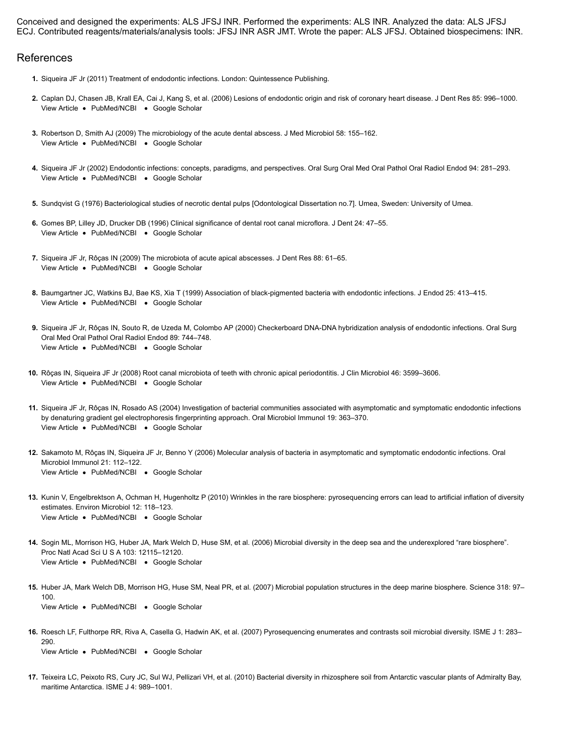Conceived and designed the experiments: ALS JFSJ INR. Performed the experiments: ALS INR. Analyzed the data: ALS JFSJ ECJ. Contributed reagents/materials/analysis tools: JFSJ INR ASR JMT. Wrote the paper: ALS JFSJ. Obtained biospecimens: INR.

## References

1. Siqueira JF Jr (2011) Treatment of endodontic infections. London: Quintessence Publishing.
2. Caplan DJ, Chasen JB, Krall EA, Cai J, Kang S, et al. (2006) Lesions of endodontic origin and risk of coronary heart disease. J Dent Res 85: 996–1000.
   View Article • PubMed/NCBI • Google Scholar
3. Robertson D, Smith AJ (2009) The microbiology of the acute dental abscess. J Med Microbiol 58: 155–162.
   View Article • PubMed/NCBI • Google Scholar
4. Siqueira JF Jr (2002) Endodontic infections: concepts, paradigms, and perspectives. Oral Surg Oral Med Oral Pathol Oral Radiol Endod 94: 281–293.
   View Article • PubMed/NCBI • Google Scholar
5. Sundqvist G (1976) Bacteriological studies of necrotic dental pulps [Odontological Dissertation no.7]. Umea, Sweden: University of Umea.
6. Gomes BP, Lilley JD, Drucker DB (1996) Clinical significance of dental root canal microflora. J Dent 24: 47–55.
   View Article • PubMed/NCBI • Google Scholar
7. Siqueira JF Jr, Rôças IN (2009) The microbiota of acute apical abscesses. J Dent Res 88: 61–65.
   View Article • PubMed/NCBI • Google Scholar
8. Baumgartner JC, Watkins BJ, Bae KS, Xia T (1999) Association of black-pigmented bacteria with endodontic infections. J Endod 25: 413–415.
   View Article • PubMed/NCBI • Google Scholar
9. Siqueira JF Jr, Rôças IN, Souto R, de Uzeda M, Colombo AP (2000) Checkerboard DNA-DNA hybridization analysis of endodontic infections. Oral Surg Oral Med Oral Pathol Oral Radiol Endod 89: 744–748.
   View Article • PubMed/NCBI • Google Scholar
10. Rôças IN, Siqueira JF Jr (2008) Root canal microbiota of teeth with chronic apical periodontitis. J Clin Microbiol 46: 3599–3606.
    View Article • PubMed/NCBI • Google Scholar
11. Siqueira JF Jr, Rôças IN, Rosado AS (2004) Investigation of bacterial communities associated with asymptomatic and symptomatic endodontic infections by denaturing gradient gel electrophoresis fingerprinting approach. Oral Microbiol Immunol 19: 363–370.
    View Article • PubMed/NCBI • Google Scholar
12. Sakamoto M, Rôças IN, Siqueira JF Jr, Benno Y (2006) Molecular analysis of bacteria in asymptomatic and symptomatic endodontic infections. Oral Microbiol Immunol 21: 112–122.
    View Article • PubMed/NCBI • Google Scholar
13. Kunin V, Engelbrektson A, Ochman H, Hugenholtz P (2010) Wrinkles in the rare biosphere: pyrosequencing errors can lead to artificial inflation of diversity estimates. Environ Microbiol 12: 118–123.
    View Article • PubMed/NCBI • Google Scholar
14. Sogin ML, Morrison HG, Huber JA, Mark Welch D, Huse SM, et al. (2006) Microbial diversity in the deep sea and the underexplored "rare biosphere". Proc Natl Acad Sci U S A 103: 12115–12120.
    View Article • PubMed/NCBI • Google Scholar
15. Huber JA, Mark Welch DB, Morrison HG, Huse SM, Neal PR, et al. (2007) Microbial population structures in the deep marine biosphere. Science 318: 97–100.
    View Article • PubMed/NCBI • Google Scholar
16. Roesch LF, Fulthorpe RR, Riva A, Casella G, Hadwin AK, et al. (2007) Pyrosequencing enumerates and contrasts soil microbial diversity. ISME J 1: 283–290.
    View Article • PubMed/NCBI • Google Scholar
17. Teixeira LC, Peixoto RS, Cury JC, Sul WJ, Pellizari VH, et al. (2010) Bacterial diversity in rhizosphere soil from Antarctic vascular plants of Admiralty Bay, maritime Antarctica. ISME J 4: 989–1001.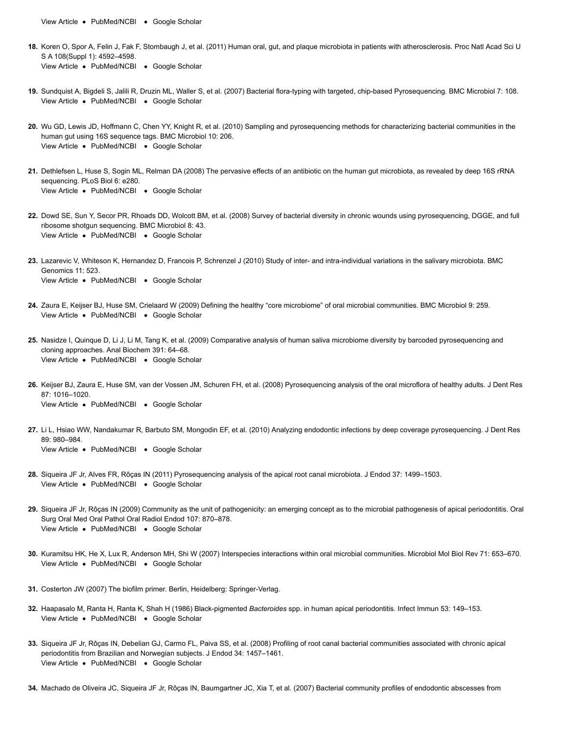View Article • PubMed/NCBI • Google Scholar

18. Koren O, Spor A, Felin J, Fak F, Stombaugh J, et al. (2011) Human oral, gut, and plaque microbiota in patients with atherosclerosis. Proc Natl Acad Sci U S A 108(Suppl 1): 4592–4598.
    View Article • PubMed/NCBI • Google Scholar

19. Sundquist A, Bigdeli S, Jalili R, Druzin ML, Waller S, et al. (2007) Bacterial flora-typing with targeted, chip-based Pyrosequencing. BMC Microbiol 7: 108.
    View Article • PubMed/NCBI • Google Scholar

20. Wu GD, Lewis JD, Hoffmann C, Chen YY, Knight R, et al. (2010) Sampling and pyrosequencing methods for characterizing bacterial communities in the human gut using 16S sequence tags. BMC Microbiol 10: 206.
    View Article • PubMed/NCBI • Google Scholar

21. Dethlefsen L, Huse S, Sogin ML, Relman DA (2008) The pervasive effects of an antibiotic on the human gut microbiota, as revealed by deep 16S rRNA sequencing. PLoS Biol 6: e280.
    View Article • PubMed/NCBI • Google Scholar

22. Dowd SE, Sun Y, Secor PR, Rhoads DD, Wolcott BM, et al. (2008) Survey of bacterial diversity in chronic wounds using pyrosequencing, DGGE, and full ribosome shotgun sequencing. BMC Microbiol 8: 43.
    View Article • PubMed/NCBI • Google Scholar

23. Lazarevic V, Whiteson K, Hernandez D, Francois P, Schrenzel J (2010) Study of inter- and intra-individual variations in the salivary microbiota. BMC Genomics 11: 523.
    View Article • PubMed/NCBI • Google Scholar

24. Zaura E, Keijser BJ, Huse SM, Crielaard W (2009) Defining the healthy "core microbiome" of oral microbial communities. BMC Microbiol 9: 259.
    View Article • PubMed/NCBI • Google Scholar

25. Nasidze I, Quinque D, Li J, Li M, Tang K, et al. (2009) Comparative analysis of human saliva microbiome diversity by barcoded pyrosequencing and cloning approaches. Anal Biochem 391: 64–68.
    View Article • PubMed/NCBI • Google Scholar

26. Keijser BJ, Zaura E, Huse SM, van der Vossen JM, Schuren FH, et al. (2008) Pyrosequencing analysis of the oral microflora of healthy adults. J Dent Res 87: 1016–1020.
    View Article • PubMed/NCBI • Google Scholar

27. Li L, Hsiao WW, Nandakumar R, Barbuto SM, Mongodin EF, et al. (2010) Analyzing endodontic infections by deep coverage pyrosequencing. J Dent Res 89: 980–984.
    View Article • PubMed/NCBI • Google Scholar

28. Siqueira JF Jr, Alves FR, Rôças IN (2011) Pyrosequencing analysis of the apical root canal microbiota. J Endod 37: 1499–1503.
    View Article • PubMed/NCBI • Google Scholar

29. Siqueira JF Jr, Rôças IN (2009) Community as the unit of pathogenicity: an emerging concept as to the microbial pathogenesis of apical periodontitis. Oral Surg Oral Med Oral Pathol Oral Radiol Endod 107: 870–878.
    View Article • PubMed/NCBI • Google Scholar

30. Kuramitsu HK, He X, Lux R, Anderson MH, Shi W (2007) Interspecies interactions within oral microbial communities. Microbiol Mol Biol Rev 71: 653–670.
    View Article • PubMed/NCBI • Google Scholar

31. Costerton JW (2007) The biofilm primer. Berlin, Heidelberg: Springer-Verlag.

32. Haapasalo M, Ranta H, Ranta K, Shah H (1986) Black-pigmented *Bacteroides* spp. in human apical periodontitis. Infect Immun 53: 149–153.
    View Article • PubMed/NCBI • Google Scholar

33. Siqueira JF Jr, Rôças IN, Debelian GJ, Carmo FL, Paiva SS, et al. (2008) Profiling of root canal bacterial communities associated with chronic apical periodontitis from Brazilian and Norwegian subjects. J Endod 34: 1457–1461.
    View Article • PubMed/NCBI • Google Scholar

34. Machado de Oliveira JC, Siqueira JF Jr, Rôças IN, Baumgartner JC, Xia T, et al. (2007) Bacterial community profiles of endodontic abscesses from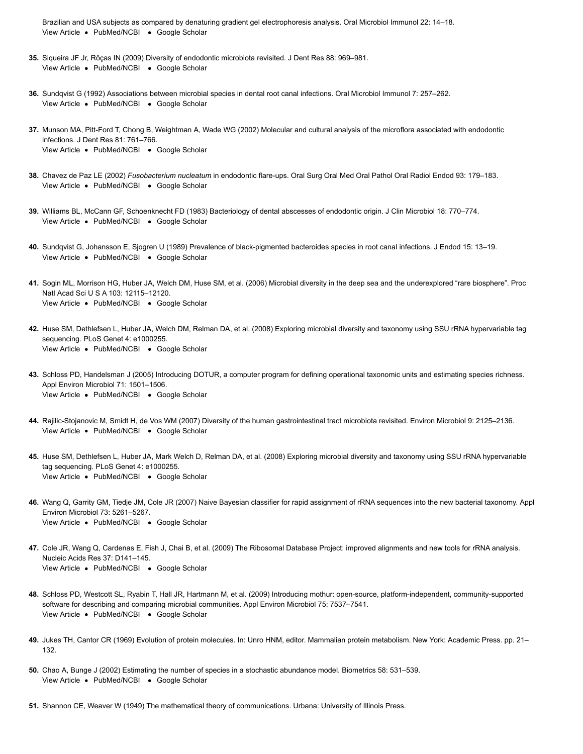Brazilian and USA subjects as compared by denaturing gradient gel electrophoresis analysis. Oral Microbiol Immunol 22: 14–18.
View Article • PubMed/NCBI • Google Scholar

35. Siqueira JF Jr, Rôças IN (2009) Diversity of endodontic microbiota revisited. J Dent Res 88: 969–981.
View Article • PubMed/NCBI • Google Scholar

36. Sundqvist G (1992) Associations between microbial species in dental root canal infections. Oral Microbiol Immunol 7: 257–262.
View Article • PubMed/NCBI • Google Scholar

37. Munson MA, Pitt-Ford T, Chong B, Weightman A, Wade WG (2002) Molecular and cultural analysis of the microflora associated with endodontic infections. J Dent Res 81: 761–766.
View Article • PubMed/NCBI • Google Scholar

38. Chavez de Paz LE (2002) *Fusobacterium nucleatum* in endodontic flare-ups. Oral Surg Oral Med Oral Pathol Oral Radiol Endod 93: 179–183.
View Article • PubMed/NCBI • Google Scholar

39. Williams BL, McCann GF, Schoenknecht FD (1983) Bacteriology of dental abscesses of endodontic origin. J Clin Microbiol 18: 770–774.
View Article • PubMed/NCBI • Google Scholar

40. Sundqvist G, Johansson E, Sjogren U (1989) Prevalence of black-pigmented bacteroides species in root canal infections. J Endod 15: 13–19.
View Article • PubMed/NCBI • Google Scholar

41. Sogin ML, Morrison HG, Huber JA, Welch DM, Huse SM, et al. (2006) Microbial diversity in the deep sea and the underexplored "rare biosphere". Proc Natl Acad Sci U S A 103: 12115–12120.
View Article • PubMed/NCBI • Google Scholar

42. Huse SM, Dethlefsen L, Huber JA, Welch DM, Relman DA, et al. (2008) Exploring microbial diversity and taxonomy using SSU rRNA hypervariable tag sequencing. PLoS Genet 4: e1000255.
View Article • PubMed/NCBI • Google Scholar

43. Schloss PD, Handelsman J (2005) Introducing DOTUR, a computer program for defining operational taxonomic units and estimating species richness. Appl Environ Microbiol 71: 1501–1506.
View Article • PubMed/NCBI • Google Scholar

44. Rajilic-Stojanovic M, Smidt H, de Vos WM (2007) Diversity of the human gastrointestinal tract microbiota revisited. Environ Microbiol 9: 2125–2136.
View Article • PubMed/NCBI • Google Scholar

45. Huse SM, Dethlefsen L, Huber JA, Mark Welch D, Relman DA, et al. (2008) Exploring microbial diversity and taxonomy using SSU rRNA hypervariable tag sequencing. PLoS Genet 4: e1000255.
View Article • PubMed/NCBI • Google Scholar

46. Wang Q, Garrity GM, Tiedje JM, Cole JR (2007) Naive Bayesian classifier for rapid assignment of rRNA sequences into the new bacterial taxonomy. Appl Environ Microbiol 73: 5261–5267.
View Article • PubMed/NCBI • Google Scholar

47. Cole JR, Wang Q, Cardenas E, Fish J, Chai B, et al. (2009) The Ribosomal Database Project: improved alignments and new tools for rRNA analysis. Nucleic Acids Res 37: D141–145.
View Article • PubMed/NCBI • Google Scholar

48. Schloss PD, Westcott SL, Ryabin T, Hall JR, Hartmann M, et al. (2009) Introducing mothur: open-source, platform-independent, community-supported software for describing and comparing microbial communities. Appl Environ Microbiol 75: 7537–7541.
View Article • PubMed/NCBI • Google Scholar

49. Jukes TH, Cantor CR (1969) Evolution of protein molecules. In: Unro HNM, editor. Mammalian protein metabolism. New York: Academic Press. pp. 21–132.

50. Chao A, Bunge J (2002) Estimating the number of species in a stochastic abundance model. Biometrics 58: 531–539.
View Article • PubMed/NCBI • Google Scholar

51. Shannon CE, Weaver W (1949) The mathematical theory of communications. Urbana: University of Illinois Press.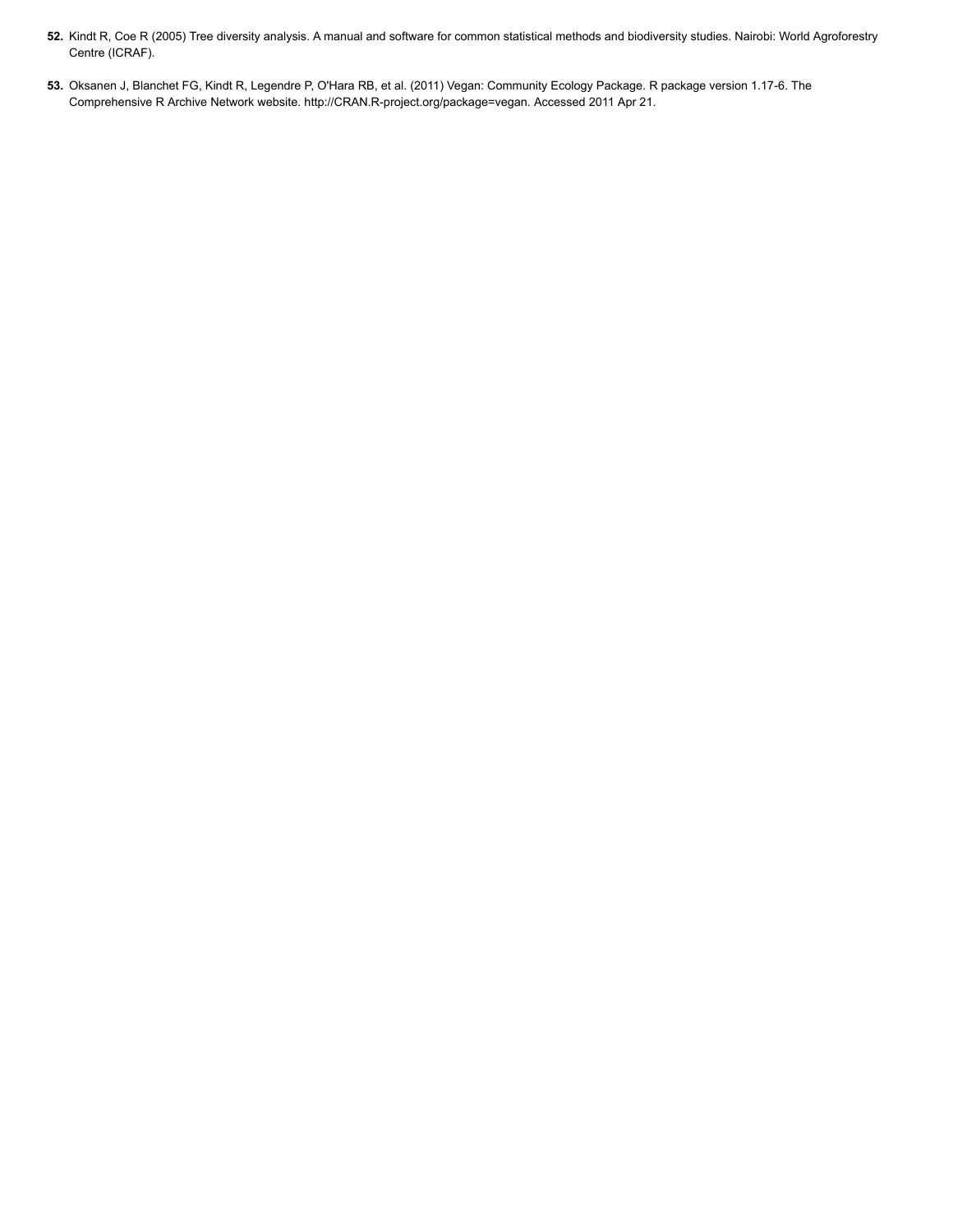52. Kindt R, Coe R (2005) Tree diversity analysis. A manual and software for common statistical methods and biodiversity studies. Nairobi: World Agroforestry Centre (ICRAF).

53. Oksanen J, Blanchet FG, Kindt R, Legendre P, O'Hara RB, et al. (2011) Vegan: Community Ecology Package. R package version 1.17-6. The Comprehensive R Archive Network website. http://CRAN.R-project.org/package=vegan. Accessed 2011 Apr 21.